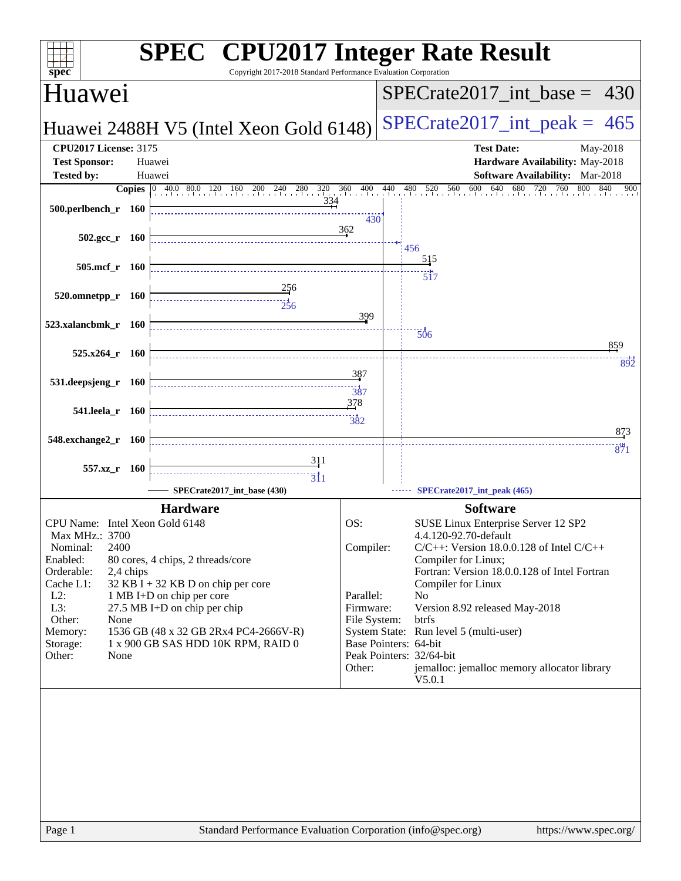# SPEC CPU2017 Integer Rate Result

Copyright 2017-2018 Standard Performance Evaluation Corporation

## Huawei

Huawei 2488H V5 (Intel Xeon Gold 6148)

SPECrate2017_int_base = 430

SPECrate2017_int_peak = 465

**CPU2017 License:** 3175
**Test Sponsor:** Huawei
**Tested by:** Huawei

**Test Date:** May-2018
**Hardware Availability:** May-2018
**Software Availability:** Mar-2018

| Benchmark | Copies | Base | Peak |
|---|---|---|---|
| 500.perlbench_r | 160 | 334 | 430 |
| 502.gcc_r | 160 | 362 | 456 |
| 505.mcf_r | 160 | 515 | 517 |
| 520.omnetpp_r | 160 | 256 | 256 |
| 523.xalancbmk_r | 160 | 399 | 506 |
| 525.x264_r | 160 | 859 | 892 |
| 531.deepsjeng_r | 160 | 387 | 387 |
| 541.leela_r | 160 | 378 | 382 |
| 548.exchange2_r | 160 | 873 | 871 |
| 557.xz_r | 160 | 311 | 311 |

SPECrate2017_int_base (430) — SPECrate2017_int_peak (465)

### Hardware

| | |
|---|---|
| CPU Name: | Intel Xeon Gold 6148 |
| Max MHz.: | 3700 |
| Nominal: | 2400 |
| Enabled: | 80 cores, 4 chips, 2 threads/core |
| Orderable: | 2,4 chips |
| Cache L1: | 32 KB I + 32 KB D on chip per core |
| L2: | 1 MB I+D on chip per core |
| L3: | 27.5 MB I+D on chip per chip |
| Other: | None |
| Memory: | 1536 GB (48 x 32 GB 2Rx4 PC4-2666V-R) |
| Storage: | 1 x 900 GB SAS HDD 10K RPM, RAID 0 |
| Other: | None |

### Software

| | |
|---|---|
| OS: | SUSE Linux Enterprise Server 12 SP2 4.4.120-92.70-default |
| Compiler: | C/C++: Version 18.0.0.128 of Intel C/C++ Compiler for Linux; Fortran: Version 18.0.0.128 of Intel Fortran Compiler for Linux |
| Parallel: | No |
| Firmware: | Version 8.92 released May-2018 |
| File System: | btrfs |
| System State: | Run level 5 (multi-user) |
| Base Pointers: | 64-bit |
| Peak Pointers: | 32/64-bit |
| Other: | jemalloc: jemalloc memory allocator library V5.0.1 |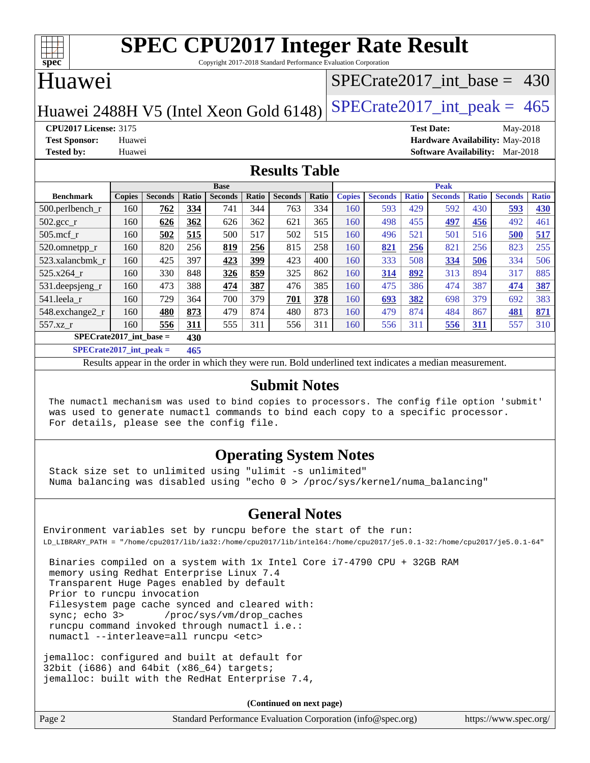# SPEC CPU2017 Integer Rate Result

Copyright 2017-2018 Standard Performance Evaluation Corporation

## Huawei

**Huawei 2488H V5 (Intel Xeon Gold 6148)**

SPECrate2017_int_base = 430

SPECrate2017_int_peak = 465

**CPU2017 License:** 3175
**Test Sponsor:** Huawei
**Tested by:** Huawei

**Test Date:** May-2018
**Hardware Availability:** May-2018
**Software Availability:** Mar-2018

## Results Table

| | Base | | | | | | | Peak | | | | | | |
|---|---|---|---|---|---|---|---|---|---|---|---|---|---|---|
| **Benchmark** | **Copies** | **Seconds** | **Ratio** | **Seconds** | **Ratio** | **Seconds** | **Ratio** | **Copies** | **Seconds** | **Ratio** | **Seconds** | **Ratio** | **Seconds** | **Ratio** |
| 500.perlbench_r | 160 | **762** | **334** | 741 | 344 | 763 | 334 | 160 | 593 | 429 | 592 | 430 | **593** | **430** |
| 502.gcc_r | 160 | **626** | **362** | 626 | 362 | 621 | 365 | 160 | 498 | 455 | **497** | **456** | 492 | 461 |
| 505.mcf_r | 160 | **502** | **515** | 500 | 517 | 502 | 515 | 160 | 496 | 521 | 501 | 516 | **500** | **517** |
| 520.omnetpp_r | 160 | 820 | 256 | **819** | **256** | 815 | 258 | 160 | **821** | **256** | 821 | 256 | 823 | 255 |
| 523.xalancbmk_r | 160 | 425 | 397 | **423** | **399** | 423 | 400 | 160 | 333 | 508 | **334** | **506** | 334 | 506 |
| 525.x264_r | 160 | 330 | 848 | **326** | **859** | 325 | 862 | 160 | **314** | **892** | 313 | 894 | 317 | 885 |
| 531.deepsjeng_r | 160 | 473 | 388 | **474** | **387** | 476 | 385 | 160 | 475 | 386 | 474 | 387 | **474** | **387** |
| 541.leela_r | 160 | 729 | 364 | 700 | 379 | **701** | **378** | 160 | **693** | **382** | 698 | 379 | 692 | 383 |
| 548.exchange2_r | 160 | **480** | **873** | 479 | 874 | 480 | 873 | 160 | 479 | 874 | 484 | 867 | **481** | **871** |
| 557.xz_r | 160 | **556** | **311** | 555 | 311 | 556 | 311 | 160 | 556 | 311 | **556** | **311** | 557 | 310 |

**SPECrate2017_int_base = 430**

**SPECrate2017_int_peak = 465**

Results appear in the order in which they were run. Bold underlined text indicates a median measurement.

## Submit Notes

```
The numactl mechanism was used to bind copies to processors. The config file option 'submit'
was used to generate numactl commands to bind each copy to a specific processor.
For details, please see the config file.
```

## Operating System Notes

```
Stack size set to unlimited using "ulimit -s unlimited"
Numa balancing was disabled using "echo 0 > /proc/sys/kernel/numa_balancing"
```

## General Notes

```
Environment variables set by runcpu before the start of the run:
LD_LIBRARY_PATH = "/home/cpu2017/lib/ia32:/home/cpu2017/lib/intel64:/home/cpu2017/je5.0.1-32:/home/cpu2017/je5.0.1-64"

 Binaries compiled on a system with 1x Intel Core i7-4790 CPU + 32GB RAM
 memory using Redhat Enterprise Linux 7.4
 Transparent Huge Pages enabled by default
 Prior to runcpu invocation
 Filesystem page cache synced and cleared with:
 sync; echo 3>       /proc/sys/vm/drop_caches
 runcpu command invoked through numactl i.e.:
 numactl --interleave=all runcpu <etc>

jemalloc: configured and built at default for
32bit (i686) and 64bit (x86_64) targets;
jemalloc: built with the RedHat Enterprise 7.4,
```

**(Continued on next page)**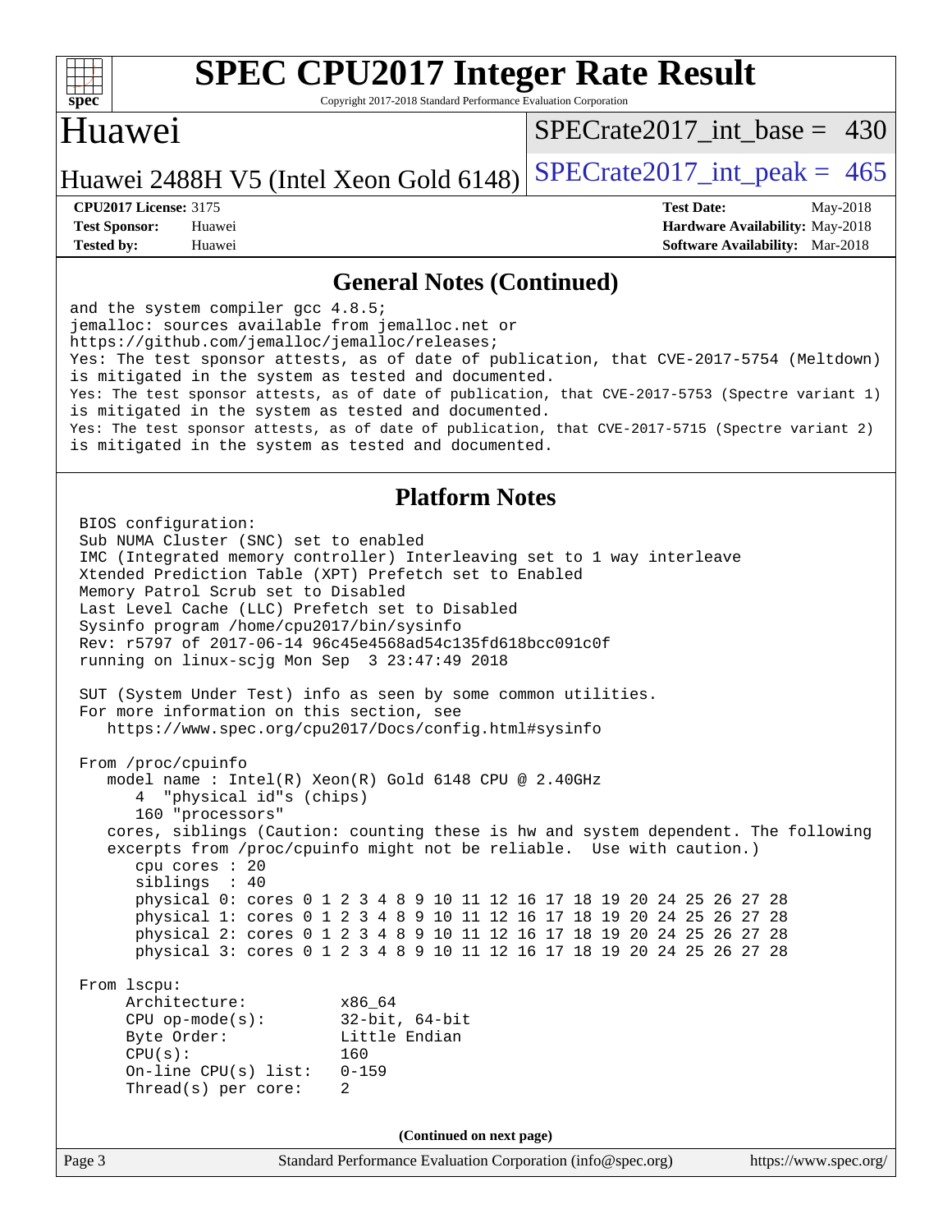# SPEC CPU2017 Integer Rate Result

Copyright 2017-2018 Standard Performance Evaluation Corporation

## Huawei

Huawei 2488H V5 (Intel Xeon Gold 6148)

SPECrate2017_int_base = 430

SPECrate2017_int_peak = 465

**CPU2017 License:** 3175
**Test Sponsor:** Huawei
**Tested by:** Huawei

**Test Date:** May-2018
**Hardware Availability:** May-2018
**Software Availability:** Mar-2018

## General Notes (Continued)

```
and the system compiler gcc 4.8.5;
jemalloc: sources available from jemalloc.net or
https://github.com/jemalloc/jemalloc/releases;
Yes: The test sponsor attests, as of date of publication, that CVE-2017-5754 (Meltdown)
is mitigated in the system as tested and documented.
Yes: The test sponsor attests, as of date of publication, that CVE-2017-5753 (Spectre variant 1)
is mitigated in the system as tested and documented.
Yes: The test sponsor attests, as of date of publication, that CVE-2017-5715 (Spectre variant 2)
is mitigated in the system as tested and documented.
```

## Platform Notes

```
BIOS configuration:
Sub NUMA Cluster (SNC) set to enabled
IMC (Integrated memory controller) Interleaving set to 1 way interleave
Xtended Prediction Table (XPT) Prefetch set to Enabled
Memory Patrol Scrub set to Disabled
Last Level Cache (LLC) Prefetch set to Disabled
Sysinfo program /home/cpu2017/bin/sysinfo
Rev: r5797 of 2017-06-14 96c45e4568ad54c135fd618bcc091c0f
running on linux-scjg Mon Sep  3 23:47:49 2018

SUT (System Under Test) info as seen by some common utilities.
For more information on this section, see
   https://www.spec.org/cpu2017/Docs/config.html#sysinfo

From /proc/cpuinfo
   model name : Intel(R) Xeon(R) Gold 6148 CPU @ 2.40GHz
      4  "physical id"s (chips)
      160 "processors"
   cores, siblings (Caution: counting these is hw and system dependent. The following
   excerpts from /proc/cpuinfo might not be reliable.  Use with caution.)
      cpu cores : 20
      siblings  : 40
      physical 0: cores 0 1 2 3 4 8 9 10 11 12 16 17 18 19 20 24 25 26 27 28
      physical 1: cores 0 1 2 3 4 8 9 10 11 12 16 17 18 19 20 24 25 26 27 28
      physical 2: cores 0 1 2 3 4 8 9 10 11 12 16 17 18 19 20 24 25 26 27 28
      physical 3: cores 0 1 2 3 4 8 9 10 11 12 16 17 18 19 20 24 25 26 27 28

From lscpu:
     Architecture:          x86_64
     CPU op-mode(s):        32-bit, 64-bit
     Byte Order:            Little Endian
     CPU(s):                160
     On-line CPU(s) list:   0-159
     Thread(s) per core:    2
```

**(Continued on next page)**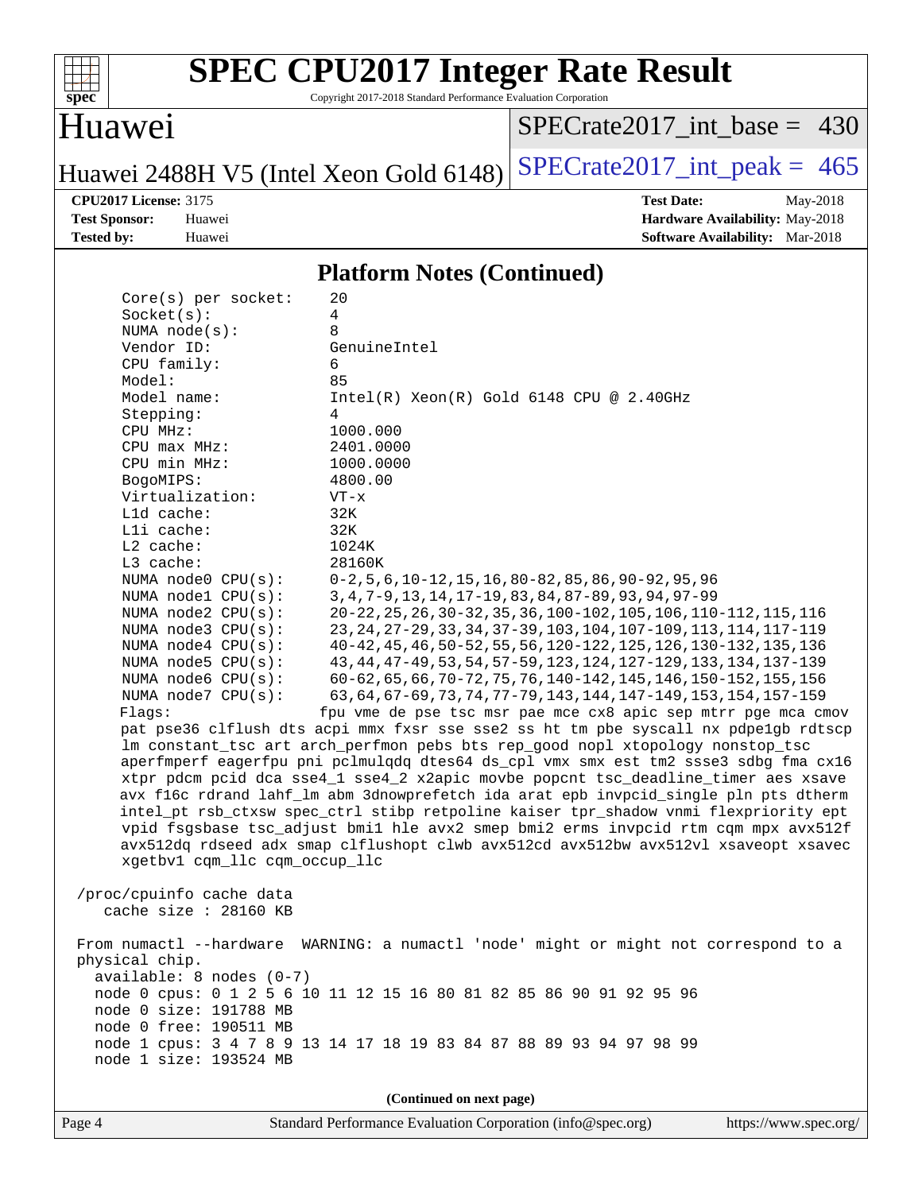# SPEC CPU2017 Integer Rate Result

Copyright 2017-2018 Standard Performance Evaluation Corporation

## Huawei

Huawei 2488H V5 (Intel Xeon Gold 6148)

SPECrate2017_int_base = 430

SPECrate2017_int_peak = 465

**CPU2017 License:** 3175
**Test Sponsor:** Huawei
**Tested by:** Huawei

**Test Date:** May-2018
**Hardware Availability:** May-2018
**Software Availability:** Mar-2018

### Platform Notes (Continued)

```
     Core(s) per socket:    20
     Socket(s):             4
     NUMA node(s):          8
     Vendor ID:             GenuineIntel
     CPU family:            6
     Model:                 85
     Model name:            Intel(R) Xeon(R) Gold 6148 CPU @ 2.40GHz
     Stepping:              4
     CPU MHz:               1000.000
     CPU max MHz:           2401.0000
     CPU min MHz:           1000.0000
     BogoMIPS:              4800.00
     Virtualization:        VT-x
     L1d cache:             32K
     L1i cache:             32K
     L2 cache:              1024K
     L3 cache:              28160K
     NUMA node0 CPU(s):     0-2,5,6,10-12,15,16,80-82,85,86,90-92,95,96
     NUMA node1 CPU(s):     3,4,7-9,13,14,17-19,83,84,87-89,93,94,97-99
     NUMA node2 CPU(s):     20-22,25,26,30-32,35,36,100-102,105,106,110-112,115,116
     NUMA node3 CPU(s):     23,24,27-29,33,34,37-39,103,104,107-109,113,114,117-119
     NUMA node4 CPU(s):     40-42,45,46,50-52,55,56,120-122,125,126,130-132,135,136
     NUMA node5 CPU(s):     43,44,47-49,53,54,57-59,123,124,127-129,133,134,137-139
     NUMA node6 CPU(s):     60-62,65,66,70-72,75,76,140-142,145,146,150-152,155,156
     NUMA node7 CPU(s):     63,64,67-69,73,74,77-79,143,144,147-149,153,154,157-159
     Flags:                fpu vme de pse tsc msr pae mce cx8 apic sep mtrr pge mca cmov
     pat pse36 clflush dts acpi mmx fxsr sse sse2 ss ht tm pbe syscall nx pdpe1gb rdtscp
     lm constant_tsc art arch_perfmon pebs bts rep_good nopl xtopology nonstop_tsc
     aperfmperf eagerfpu pni pclmulqdq dtes64 ds_cpl vmx smx est tm2 ssse3 sdbg fma cx16
     xtpr pdcm pcid dca sse4_1 sse4_2 x2apic movbe popcnt tsc_deadline_timer aes xsave
     avx f16c rdrand lahf_lm abm 3dnowprefetch ida arat epb invpcid_single pln pts dtherm
     intel_pt rsb_ctxsw spec_ctrl stibp retpoline kaiser tpr_shadow vnmi flexpriority ept
     vpid fsgsbase tsc_adjust bmi1 hle avx2 smep bmi2 erms invpcid rtm cqm mpx avx512f
     avx512dq rdseed adx smap clflushopt clwb avx512cd avx512bw avx512vl xsaveopt xsavec
     xgetbv1 cqm_llc cqm_occup_llc

 /proc/cpuinfo cache data
    cache size : 28160 KB

 From numactl --hardware  WARNING: a numactl 'node' might or might not correspond to a
 physical chip.
   available: 8 nodes (0-7)
   node 0 cpus: 0 1 2 5 6 10 11 12 15 16 80 81 82 85 86 90 91 92 95 96
   node 0 size: 191788 MB
   node 0 free: 190511 MB
   node 1 cpus: 3 4 7 8 9 13 14 17 18 19 83 84 87 88 89 93 94 97 98 99
   node 1 size: 193524 MB
```

(Continued on next page)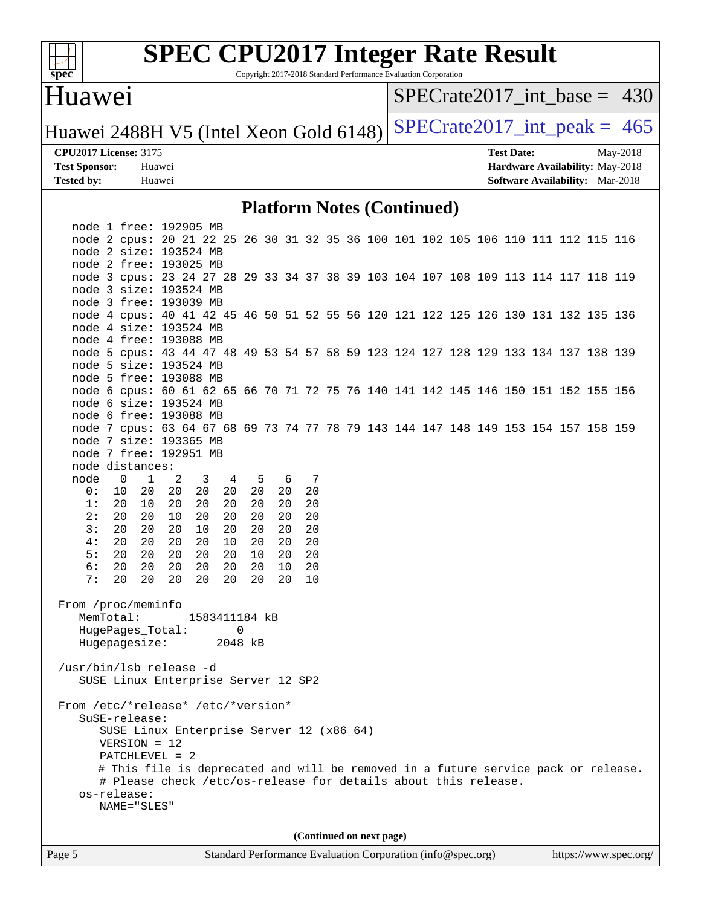# SPEC CPU2017 Integer Rate Result

Copyright 2017-2018 Standard Performance Evaluation Corporation

## Huawei

Huawei 2488H V5 (Intel Xeon Gold 6148)

SPECrate2017_int_base = 430

SPECrate2017_int_peak = 465

**CPU2017 License:** 3175
**Test Sponsor:** Huawei
**Tested by:** Huawei

**Test Date:** May-2018
**Hardware Availability:** May-2018
**Software Availability:** Mar-2018

### Platform Notes (Continued)

```
   node 1 free: 192905 MB
   node 2 cpus: 20 21 22 25 26 30 31 32 35 36 100 101 102 105 106 110 111 112 115 116
   node 2 size: 193524 MB
   node 2 free: 193025 MB
   node 3 cpus: 23 24 27 28 29 33 34 37 38 39 103 104 107 108 109 113 114 117 118 119
   node 3 size: 193524 MB
   node 3 free: 193039 MB
   node 4 cpus: 40 41 42 45 46 50 51 52 55 56 120 121 122 125 126 130 131 132 135 136
   node 4 size: 193524 MB
   node 4 free: 193088 MB
   node 5 cpus: 43 44 47 48 49 53 54 57 58 59 123 124 127 128 129 133 134 137 138 139
   node 5 size: 193524 MB
   node 5 free: 193088 MB
   node 6 cpus: 60 61 62 65 66 70 71 72 75 76 140 141 142 145 146 150 151 152 155 156
   node 6 size: 193524 MB
   node 6 free: 193088 MB
   node 7 cpus: 63 64 67 68 69 73 74 77 78 79 143 144 147 148 149 153 154 157 158 159
   node 7 size: 193365 MB
   node 7 free: 192951 MB
   node distances:
   node   0   1   2   3   4   5   6   7
     0:  10  20  20  20  20  20  20  20
     1:  20  10  20  20  20  20  20  20
     2:  20  20  10  20  20  20  20  20
     3:  20  20  20  10  20  20  20  20
     4:  20  20  20  20  10  20  20  20
     5:  20  20  20  20  20  10  20  20
     6:  20  20  20  20  20  20  10  20
     7:  20  20  20  20  20  20  20  10

 From /proc/meminfo
    MemTotal:       1583411184 kB
    HugePages_Total:       0
    Hugepagesize:       2048 kB

 /usr/bin/lsb_release -d
    SUSE Linux Enterprise Server 12 SP2

 From /etc/*release* /etc/*version*
    SuSE-release:
       SUSE Linux Enterprise Server 12 (x86_64)
       VERSION = 12
       PATCHLEVEL = 2
       # This file is deprecated and will be removed in a future service pack or release.
       # Please check /etc/os-release for details about this release.
    os-release:
       NAME="SLES"
```

(Continued on next page)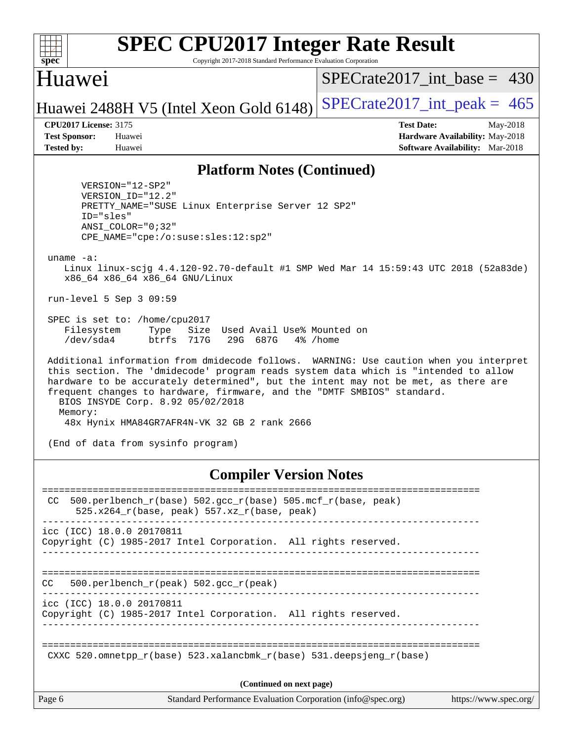## Platform Notes (Continued)

```
       VERSION="12-SP2"
       VERSION_ID="12.2"
       PRETTY_NAME="SUSE Linux Enterprise Server 12 SP2"
       ID="sles"
       ANSI_COLOR="0;32"
       CPE_NAME="cpe:/o:suse:sles:12:sp2"

 uname -a:
    Linux linux-scjg 4.4.120-92.70-default #1 SMP Wed Mar 14 15:59:43 UTC 2018 (52a83de)
    x86_64 x86_64 x86_64 GNU/Linux

 run-level 5 Sep 3 09:59

 SPEC is set to: /home/cpu2017
    Filesystem     Type   Size  Used Avail Use% Mounted on
    /dev/sda4      btrfs  717G   29G  687G   4% /home

 Additional information from dmidecode follows.  WARNING: Use caution when you interpret
 this section. The 'dmidecode' program reads system data which is "intended to allow
 hardware to be accurately determined", but the intent may not be met, as there are
 frequent changes to hardware, firmware, and the "DMTF SMBIOS" standard.
   BIOS INSYDE Corp. 8.92 05/02/2018
   Memory:
    48x Hynix HMA84GR7AFR4N-VK 32 GB 2 rank 2666

 (End of data from sysinfo program)
```

## Compiler Version Notes

```
==============================================================================
 CC  500.perlbench_r(base) 502.gcc_r(base) 505.mcf_r(base, peak)
      525.x264_r(base, peak) 557.xz_r(base, peak)
------------------------------------------------------------------------------
icc (ICC) 18.0.0 20170811
Copyright (C) 1985-2017 Intel Corporation.  All rights reserved.
------------------------------------------------------------------------------

==============================================================================
CC   500.perlbench_r(peak) 502.gcc_r(peak)
------------------------------------------------------------------------------
icc (ICC) 18.0.0 20170811
Copyright (C) 1985-2017 Intel Corporation.  All rights reserved.
------------------------------------------------------------------------------

==============================================================================
 CXXC 520.omnetpp_r(base) 523.xalancbmk_r(base) 531.deepsjeng_r(base)
```

(Continued on next page)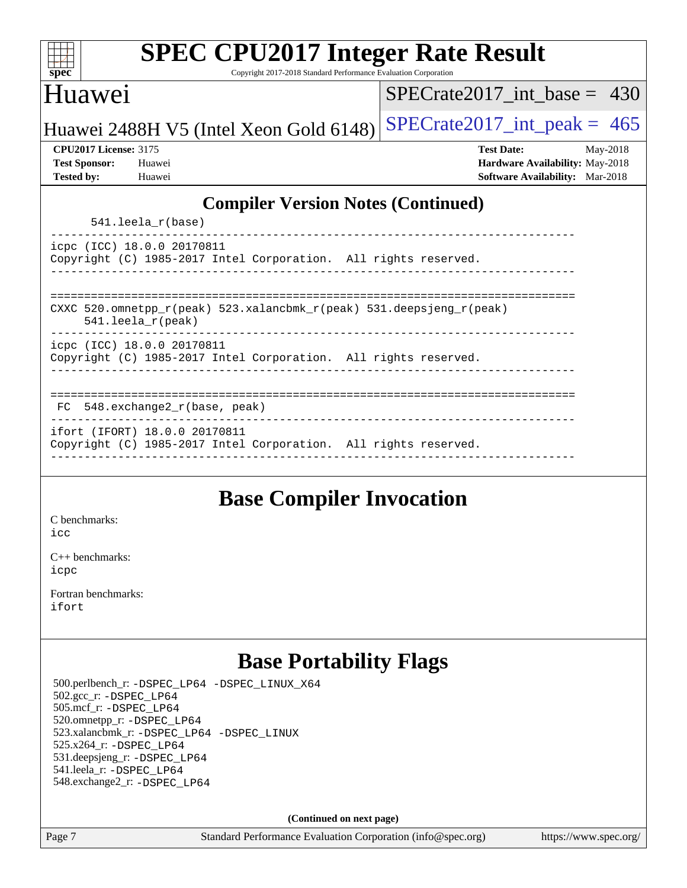## Compiler Version Notes (Continued)

```
      541.leela_r(base)
------------------------------------------------------------------------------
icpc (ICC) 18.0.0 20170811
Copyright (C) 1985-2017 Intel Corporation.  All rights reserved.
------------------------------------------------------------------------------

==============================================================================
CXXC 520.omnetpp_r(peak) 523.xalancbmk_r(peak) 531.deepsjeng_r(peak)
      541.leela_r(peak)
------------------------------------------------------------------------------
icpc (ICC) 18.0.0 20170811
Copyright (C) 1985-2017 Intel Corporation.  All rights reserved.
------------------------------------------------------------------------------

==============================================================================
 FC  548.exchange2_r(base, peak)
------------------------------------------------------------------------------
ifort (IFORT) 18.0.0 20170811
Copyright (C) 1985-2017 Intel Corporation.  All rights reserved.
------------------------------------------------------------------------------
```

## Base Compiler Invocation

C benchmarks:
icc

C++ benchmarks:
icpc

Fortran benchmarks:
ifort

## Base Portability Flags

500.perlbench_r: -DSPEC_LP64 -DSPEC_LINUX_X64
502.gcc_r: -DSPEC_LP64
505.mcf_r: -DSPEC_LP64
520.omnetpp_r: -DSPEC_LP64
523.xalancbmk_r: -DSPEC_LP64 -DSPEC_LINUX
525.x264_r: -DSPEC_LP64
531.deepsjeng_r: -DSPEC_LP64
541.leela_r: -DSPEC_LP64
548.exchange2_r: -DSPEC_LP64

**(Continued on next page)**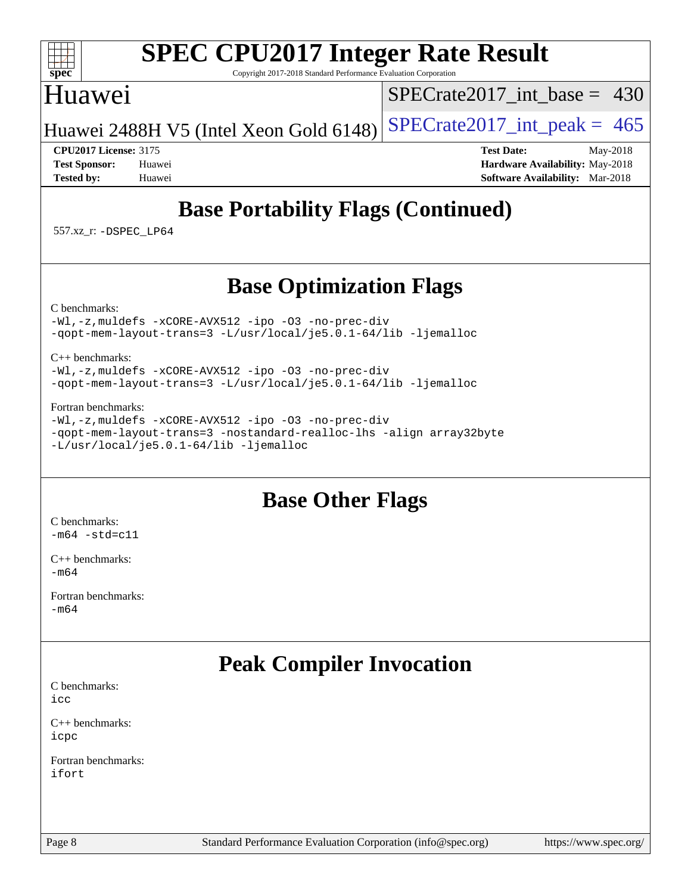# SPEC CPU2017 Integer Rate Result

Copyright 2017-2018 Standard Performance Evaluation Corporation

## Huawei

Huawei 2488H V5 (Intel Xeon Gold 6148)

SPECrate2017_int_base = 430

SPECrate2017_int_peak = 465

**CPU2017 License:** 3175
**Test Sponsor:** Huawei
**Tested by:** Huawei

**Test Date:** May-2018
**Hardware Availability:** May-2018
**Software Availability:** Mar-2018

## Base Portability Flags (Continued)

557.xz_r: `-DSPEC_LP64`

## Base Optimization Flags

C benchmarks:
```
-Wl,-z,muldefs -xCORE-AVX512 -ipo -O3 -no-prec-div
-qopt-mem-layout-trans=3 -L/usr/local/je5.0.1-64/lib -ljemalloc
```

C++ benchmarks:
```
-Wl,-z,muldefs -xCORE-AVX512 -ipo -O3 -no-prec-div
-qopt-mem-layout-trans=3 -L/usr/local/je5.0.1-64/lib -ljemalloc
```

Fortran benchmarks:
```
-Wl,-z,muldefs -xCORE-AVX512 -ipo -O3 -no-prec-div
-qopt-mem-layout-trans=3 -nostandard-realloc-lhs -align array32byte
-L/usr/local/je5.0.1-64/lib -ljemalloc
```

## Base Other Flags

C benchmarks:
```
-m64 -std=c11
```

C++ benchmarks:
```
-m64
```

Fortran benchmarks:
```
-m64
```

## Peak Compiler Invocation

C benchmarks:
```
icc
```

C++ benchmarks:
```
icpc
```

Fortran benchmarks:
```
ifort
```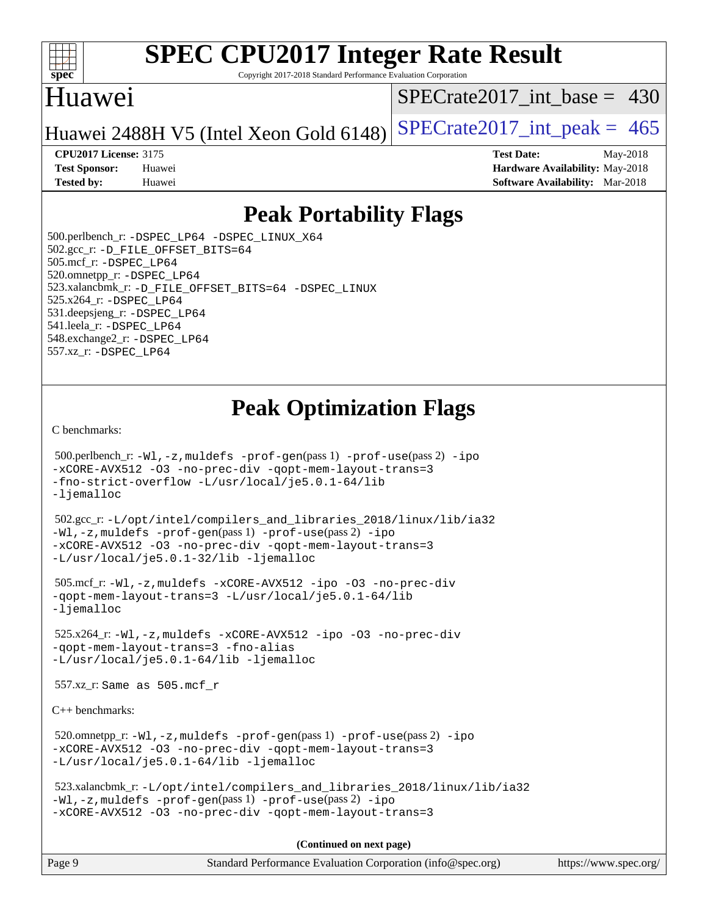# SPEC CPU2017 Integer Rate Result

Copyright 2017-2018 Standard Performance Evaluation Corporation

## Huawei

Huawei 2488H V5 (Intel Xeon Gold 6148)

SPECrate2017_int_base = 430

SPECrate2017_int_peak = 465

**CPU2017 License:** 3175
**Test Sponsor:** Huawei
**Tested by:** Huawei

**Test Date:** May-2018
**Hardware Availability:** May-2018
**Software Availability:** Mar-2018

## Peak Portability Flags

500.perlbench_r: -DSPEC_LP64 -DSPEC_LINUX_X64
502.gcc_r: -D_FILE_OFFSET_BITS=64
505.mcf_r: -DSPEC_LP64
520.omnetpp_r: -DSPEC_LP64
523.xalancbmk_r: -D_FILE_OFFSET_BITS=64 -DSPEC_LINUX
525.x264_r: -DSPEC_LP64
531.deepsjeng_r: -DSPEC_LP64
541.leela_r: -DSPEC_LP64
548.exchange2_r: -DSPEC_LP64
557.xz_r: -DSPEC_LP64

## Peak Optimization Flags

C benchmarks:

500.perlbench_r: -Wl,-z,muldefs -prof-gen(pass 1) -prof-use(pass 2) -ipo -xCORE-AVX512 -O3 -no-prec-div -qopt-mem-layout-trans=3 -fno-strict-overflow -L/usr/local/je5.0.1-64/lib -ljemalloc

502.gcc_r: -L/opt/intel/compilers_and_libraries_2018/linux/lib/ia32 -Wl,-z,muldefs -prof-gen(pass 1) -prof-use(pass 2) -ipo -xCORE-AVX512 -O3 -no-prec-div -qopt-mem-layout-trans=3 -L/usr/local/je5.0.1-32/lib -ljemalloc

505.mcf_r: -Wl,-z,muldefs -xCORE-AVX512 -ipo -O3 -no-prec-div -qopt-mem-layout-trans=3 -L/usr/local/je5.0.1-64/lib -ljemalloc

525.x264_r: -Wl,-z,muldefs -xCORE-AVX512 -ipo -O3 -no-prec-div -qopt-mem-layout-trans=3 -fno-alias -L/usr/local/je5.0.1-64/lib -ljemalloc

557.xz_r: Same as 505.mcf_r

C++ benchmarks:

520.omnetpp_r: -Wl,-z,muldefs -prof-gen(pass 1) -prof-use(pass 2) -ipo -xCORE-AVX512 -O3 -no-prec-div -qopt-mem-layout-trans=3 -L/usr/local/je5.0.1-64/lib -ljemalloc

523.xalancbmk_r: -L/opt/intel/compilers_and_libraries_2018/linux/lib/ia32 -Wl,-z,muldefs -prof-gen(pass 1) -prof-use(pass 2) -ipo -xCORE-AVX512 -O3 -no-prec-div -qopt-mem-layout-trans=3

**(Continued on next page)**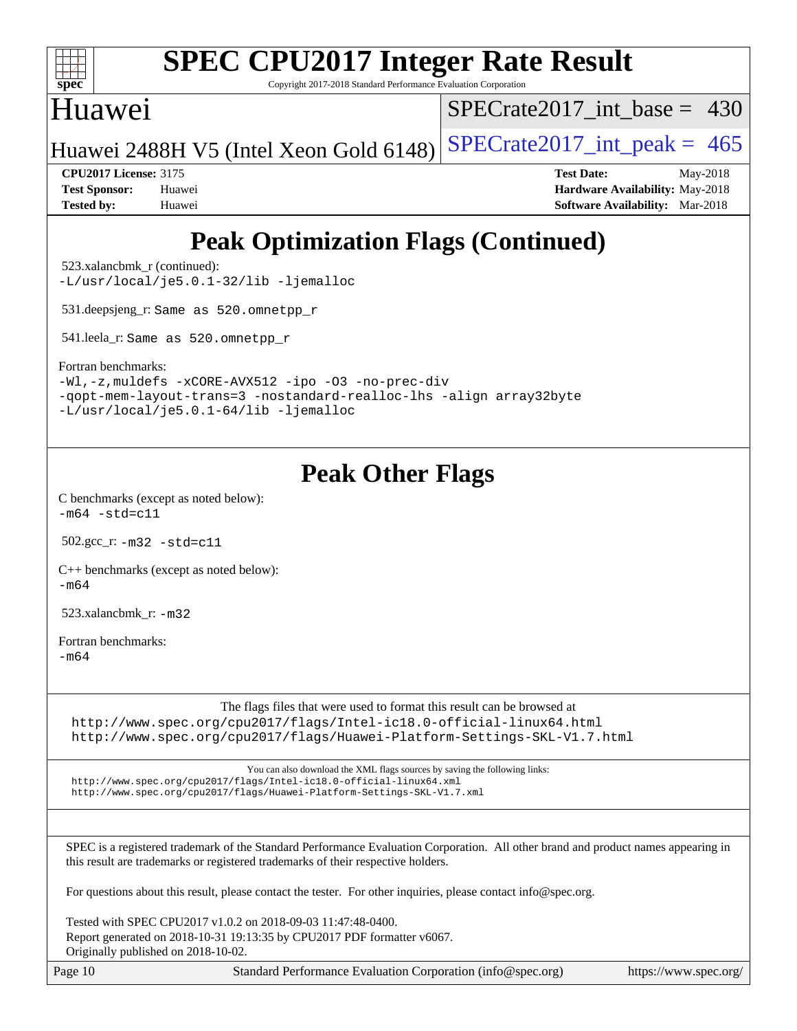# Peak Optimization Flags (Continued)

523.xalancbmk_r (continued):
-L/usr/local/je5.0.1-32/lib -ljemalloc

531.deepsjeng_r: Same as 520.omnetpp_r

541.leela_r: Same as 520.omnetpp_r

Fortran benchmarks:
-Wl,-z,muldefs -xCORE-AVX512 -ipo -O3 -no-prec-div
-qopt-mem-layout-trans=3 -nostandard-realloc-lhs -align array32byte
-L/usr/local/je5.0.1-64/lib -ljemalloc

# Peak Other Flags

C benchmarks (except as noted below):
-m64 -std=c11

502.gcc_r: -m32 -std=c11

C++ benchmarks (except as noted below):
-m64

523.xalancbmk_r: -m32

Fortran benchmarks:
-m64

The flags files that were used to format this result can be browsed at
http://www.spec.org/cpu2017/flags/Intel-ic18.0-official-linux64.html
http://www.spec.org/cpu2017/flags/Huawei-Platform-Settings-SKL-V1.7.html

You can also download the XML flags sources by saving the following links:
http://www.spec.org/cpu2017/flags/Intel-ic18.0-official-linux64.xml
http://www.spec.org/cpu2017/flags/Huawei-Platform-Settings-SKL-V1.7.xml

SPEC is a registered trademark of the Standard Performance Evaluation Corporation. All other brand and product names appearing in this result are trademarks or registered trademarks of their respective holders.

For questions about this result, please contact the tester. For other inquiries, please contact info@spec.org.

Tested with SPEC CPU2017 v1.0.2 on 2018-09-03 11:47:48-0400.
Report generated on 2018-10-31 19:13:35 by CPU2017 PDF formatter v6067.
Originally published on 2018-10-02.